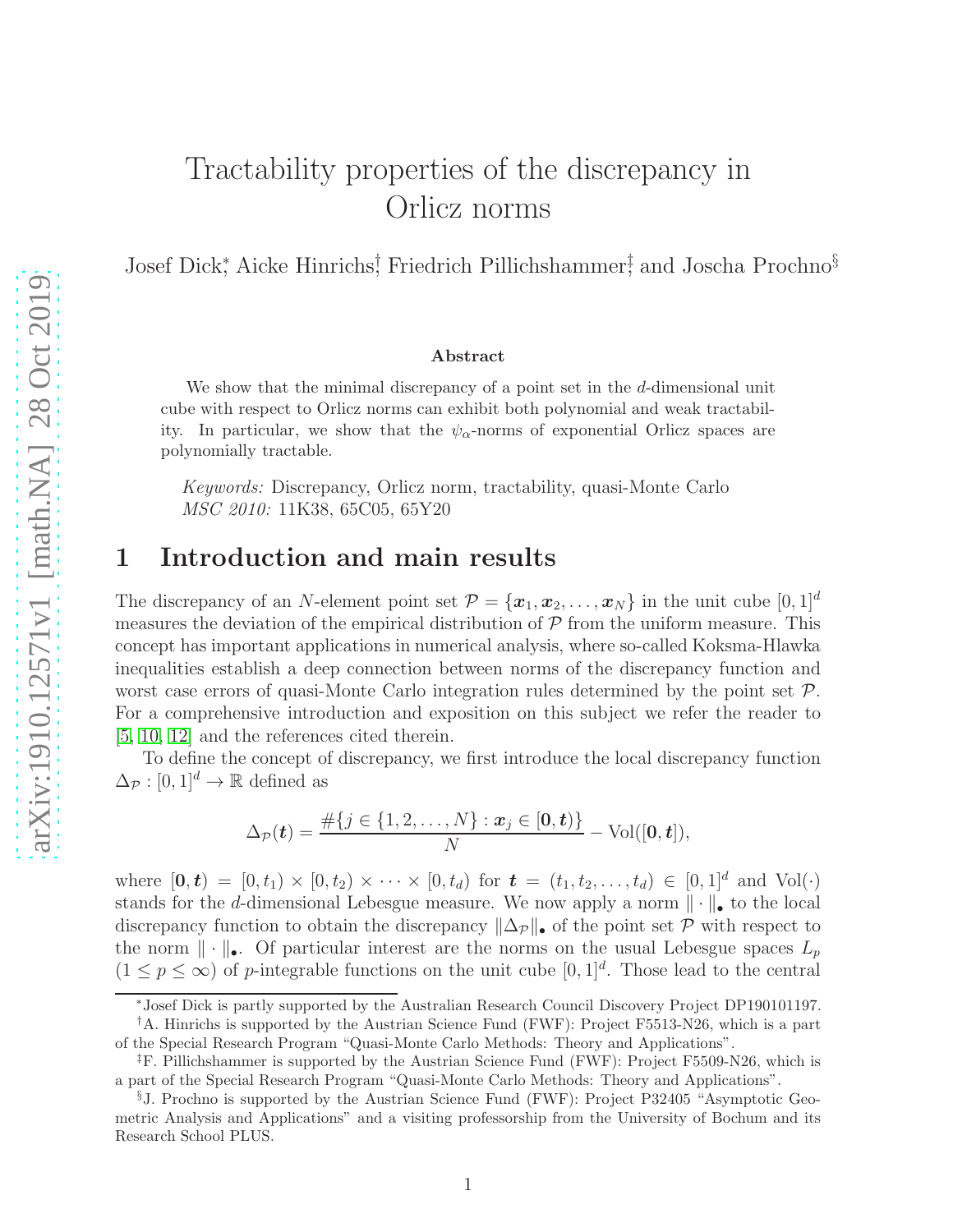# Tractability properties of the discrepancy in Orlicz norms

Josef Dick[*], Aicke Hinrichs[†], Friedrich Pillichshammer[‡] and Joscha Prochno[§]

### Abstract

We show that the minimal discrepancy of a point set in the $d$-dimensional unit cube with respect to Orlicz norms can exhibit both polynomial and weak tractability. In particular, we show that the $\psi_\alpha$-norms of exponential Orlicz spaces are polynomially tractable.

*Keywords:* Discrepancy, Orlicz norm, tractability, quasi-Monte Carlo  
*MSC 2010:* 11K38, 65C05, 65Y20

## 1 Introduction and main results

The discrepancy of an $N$-element point set $\mathcal{P} = \{\boldsymbol{x}_1, \boldsymbol{x}_2, \ldots, \boldsymbol{x}_N\}$ in the unit cube $[0,1]^d$ measures the deviation of the empirical distribution of $\mathcal{P}$ from the uniform measure. This concept has important applications in numerical analysis, where so-called Koksma-Hlawka inequalities establish a deep connection between norms of the discrepancy function and worst case errors of quasi-Monte Carlo integration rules determined by the point set $\mathcal{P}$. For a comprehensive introduction and exposition on this subject we refer the reader to [5, 10, 12] and the references cited therein.

To define the concept of discrepancy, we first introduce the local discrepancy function $\Delta_{\mathcal{P}} : [0,1]^d \to \mathbb{R}$ defined as

$$\Delta_{\mathcal{P}}(\boldsymbol{t}) = \frac{\#\{j \in \{1,2,\ldots,N\} : \boldsymbol{x}_j \in [\boldsymbol{0}, \boldsymbol{t})\}}{N} - \mathrm{Vol}([\boldsymbol{0}, \boldsymbol{t}]),$$

where $[\boldsymbol{0}, \boldsymbol{t}) = [0, t_1) \times [0, t_2) \times \cdots \times [0, t_d)$ for $\boldsymbol{t} = (t_1, t_2, \ldots, t_d) \in [0,1]^d$ and $\mathrm{Vol}(\cdot)$ stands for the $d$-dimensional Lebesgue measure. We now apply a norm $\|\cdot\|_\bullet$ to the local discrepancy function to obtain the discrepancy $\|\Delta_{\mathcal{P}}\|_\bullet$ of the point set $\mathcal{P}$ with respect to the norm $\|\cdot\|_\bullet$. Of particular interest are the norms on the usual Lebesgue spaces $L_p$ $(1 \le p \le \infty)$ of $p$-integrable functions on the unit cube $[0,1]^d$. Those lead to the central

[*] Josef Dick is partly supported by the Australian Research Council Discovery Project DP190101197.

[†] A. Hinrichs is supported by the Austrian Science Fund (FWF): Project F5513-N26, which is a part of the Special Research Program "Quasi-Monte Carlo Methods: Theory and Applications".

[‡] F. Pillichshammer is supported by the Austrian Science Fund (FWF): Project F5509-N26, which is a part of the Special Research Program "Quasi-Monte Carlo Methods: Theory and Applications".

[§] J. Prochno is supported by the Austrian Science Fund (FWF): Project P32405 "Asymptotic Geometric Analysis and Applications" and a visiting professorship from the University of Bochum and its Research School PLUS.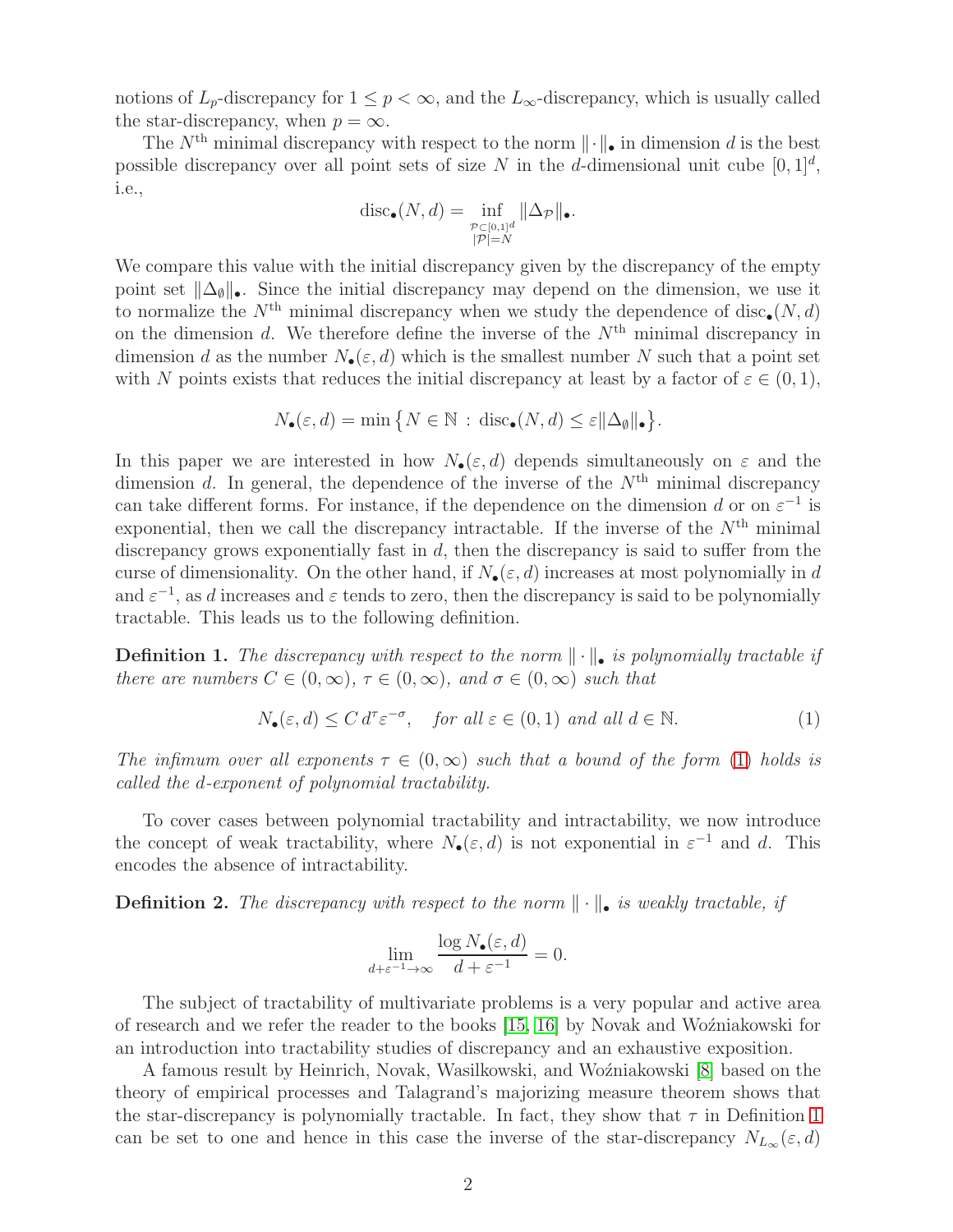notions of $L_p$-discrepancy for $1 \le p < \infty$, and the $L_\infty$-discrepancy, which is usually called the star-discrepancy, when $p = \infty$.

The $N^{\text{th}}$ minimal discrepancy with respect to the norm $\|\cdot\|_\bullet$ in dimension $d$ is the best possible discrepancy over all point sets of size $N$ in the $d$-dimensional unit cube $[0,1]^d$, i.e.,

$$\operatorname{disc}_\bullet(N,d) = \inf_{\substack{\mathcal{P} \subset [0,1]^d \\ |\mathcal{P}|=N}} \|\Delta_{\mathcal{P}}\|_\bullet.$$

We compare this value with the initial discrepancy given by the discrepancy of the empty point set $\|\Delta_\emptyset\|_\bullet$. Since the initial discrepancy may depend on the dimension, we use it to normalize the $N^{\text{th}}$ minimal discrepancy when we study the dependence of $\operatorname{disc}_\bullet(N,d)$ on the dimension $d$. We therefore define the inverse of the $N^{\text{th}}$ minimal discrepancy in dimension $d$ as the number $N_\bullet(\varepsilon, d)$ which is the smallest number $N$ such that a point set with $N$ points exists that reduces the initial discrepancy at least by a factor of $\varepsilon \in (0,1)$,

$$N_\bullet(\varepsilon, d) = \min\left\{ N \in \mathbb{N} \,:\, \operatorname{disc}_\bullet(N,d) \le \varepsilon \|\Delta_\emptyset\|_\bullet \right\}.$$

In this paper we are interested in how $N_\bullet(\varepsilon, d)$ depends simultaneously on $\varepsilon$ and the dimension $d$. In general, the dependence of the inverse of the $N^{\text{th}}$ minimal discrepancy can take different forms. For instance, if the dependence on the dimension $d$ or on $\varepsilon^{-1}$ is exponential, then we call the discrepancy intractable. If the inverse of the $N^{\text{th}}$ minimal discrepancy grows exponentially fast in $d$, then the discrepancy is said to suffer from the curse of dimensionality. On the other hand, if $N_\bullet(\varepsilon, d)$ increases at most polynomially in $d$ and $\varepsilon^{-1}$, as $d$ increases and $\varepsilon$ tends to zero, then the discrepancy is said to be polynomially tractable. This leads us to the following definition.

**Definition 1.** *The discrepancy with respect to the norm $\|\cdot\|_\bullet$ is polynomially tractable if there are numbers $C \in (0,\infty)$, $\tau \in (0,\infty)$, and $\sigma \in (0,\infty)$ such that*

$$N_\bullet(\varepsilon, d) \le C\, d^\tau \varepsilon^{-\sigma}, \quad \textit{for all } \varepsilon \in (0,1) \textit{ and all } d \in \mathbb{N}. \tag{1}$$

*The infimum over all exponents $\tau \in (0,\infty)$ such that a bound of the form (1) holds is called the d-exponent of polynomial tractability.*

To cover cases between polynomial tractability and intractability, we now introduce the concept of weak tractability, where $N_\bullet(\varepsilon, d)$ is not exponential in $\varepsilon^{-1}$ and $d$. This encodes the absence of intractability.

**Definition 2.** *The discrepancy with respect to the norm $\|\cdot\|_\bullet$ is weakly tractable, if*

$$\lim_{d+\varepsilon^{-1}\to\infty} \frac{\log N_\bullet(\varepsilon, d)}{d + \varepsilon^{-1}} = 0.$$

The subject of tractability of multivariate problems is a very popular and active area of research and we refer the reader to the books [15, 16] by Novak and Woźniakowski for an introduction into tractability studies of discrepancy and an exhaustive exposition.

A famous result by Heinrich, Novak, Wasilkowski, and Woźniakowski [8] based on the theory of empirical processes and Talagrand's majorizing measure theorem shows that the star-discrepancy is polynomially tractable. In fact, they show that $\tau$ in Definition 1 can be set to one and hence in this case the inverse of the star-discrepancy $N_{L_\infty}(\varepsilon, d)$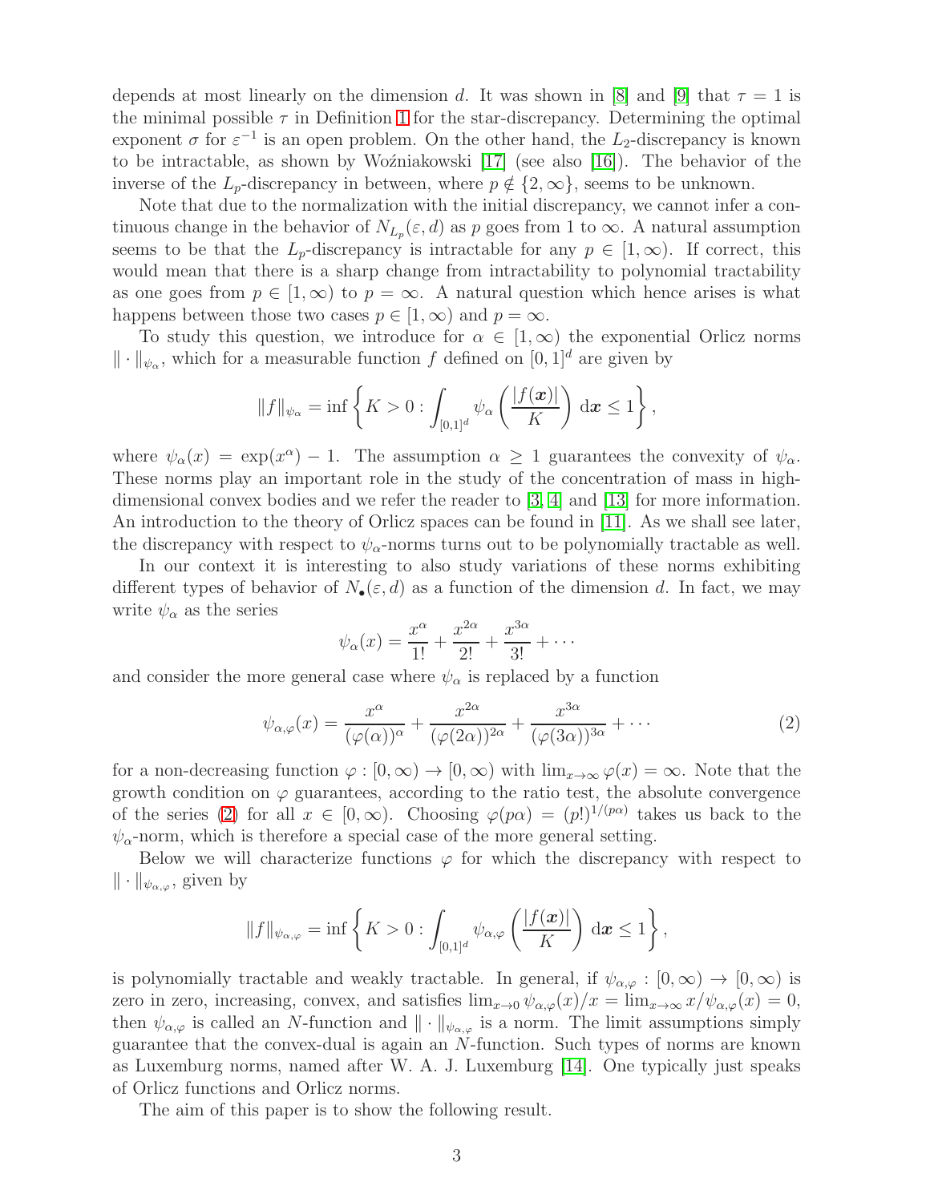depends at most linearly on the dimension $d$. It was shown in [8] and [9] that $\tau = 1$ is the minimal possible $\tau$ in Definition 1 for the star-discrepancy. Determining the optimal exponent $\sigma$ for $\varepsilon^{-1}$ is an open problem. On the other hand, the $L_2$-discrepancy is known to be intractable, as shown by Woźniakowski [17] (see also [16]). The behavior of the inverse of the $L_p$-discrepancy in between, where $p \notin \{2, \infty\}$, seems to be unknown.

Note that due to the normalization with the initial discrepancy, we cannot infer a continuous change in the behavior of $N_{L_p}(\varepsilon, d)$ as $p$ goes from 1 to $\infty$. A natural assumption seems to be that the $L_p$-discrepancy is intractable for any $p \in [1, \infty)$. If correct, this would mean that there is a sharp change from intractability to polynomial tractability as one goes from $p \in [1, \infty)$ to $p = \infty$. A natural question which hence arises is what happens between those two cases $p \in [1, \infty)$ and $p = \infty$.

To study this question, we introduce for $\alpha \in [1, \infty)$ the exponential Orlicz norms $\| \cdot \|_{\psi_\alpha}$, which for a measurable function $f$ defined on $[0, 1]^d$ are given by

$$\|f\|_{\psi_\alpha} = \inf \left\{ K > 0 : \int_{[0,1]^d} \psi_\alpha \left( \frac{|f(\boldsymbol{x})|}{K} \right) \, \mathrm{d}\boldsymbol{x} \leq 1 \right\},$$

where $\psi_\alpha(x) = \exp(x^\alpha) - 1$. The assumption $\alpha \geq 1$ guarantees the convexity of $\psi_\alpha$. These norms play an important role in the study of the concentration of mass in high-dimensional convex bodies and we refer the reader to [3, 4] and [13] for more information. An introduction to the theory of Orlicz spaces can be found in [11]. As we shall see later, the discrepancy with respect to $\psi_\alpha$-norms turns out to be polynomially tractable as well.

In our context it is interesting to also study variations of these norms exhibiting different types of behavior of $N_\bullet(\varepsilon, d)$ as a function of the dimension $d$. In fact, we may write $\psi_\alpha$ as the series

$$\psi_\alpha(x) = \frac{x^\alpha}{1!} + \frac{x^{2\alpha}}{2!} + \frac{x^{3\alpha}}{3!} + \cdots$$

and consider the more general case where $\psi_\alpha$ is replaced by a function

$$\psi_{\alpha,\varphi}(x) = \frac{x^\alpha}{(\varphi(\alpha))^\alpha} + \frac{x^{2\alpha}}{(\varphi(2\alpha))^{2\alpha}} + \frac{x^{3\alpha}}{(\varphi(3\alpha))^{3\alpha}} + \cdots \tag{2}$$

for a non-decreasing function $\varphi : [0, \infty) \to [0, \infty)$ with $\lim_{x\to\infty} \varphi(x) = \infty$. Note that the growth condition on $\varphi$ guarantees, according to the ratio test, the absolute convergence of the series (2) for all $x \in [0, \infty)$. Choosing $\varphi(p\alpha) = (p!)^{1/(p\alpha)}$ takes us back to the $\psi_\alpha$-norm, which is therefore a special case of the more general setting.

Below we will characterize functions $\varphi$ for which the discrepancy with respect to $\| \cdot \|_{\psi_{\alpha,\varphi}}$, given by

$$\|f\|_{\psi_{\alpha,\varphi}} = \inf \left\{ K > 0 : \int_{[0,1]^d} \psi_{\alpha,\varphi} \left( \frac{|f(\boldsymbol{x})|}{K} \right) \, \mathrm{d}\boldsymbol{x} \leq 1 \right\},$$

is polynomially tractable and weakly tractable. In general, if $\psi_{\alpha,\varphi} : [0, \infty) \to [0, \infty)$ is zero in zero, increasing, convex, and satisfies $\lim_{x\to 0} \psi_{\alpha,\varphi}(x)/x = \lim_{x\to\infty} x/\psi_{\alpha,\varphi}(x) = 0$, then $\psi_{\alpha,\varphi}$ is called an $N$-function and $\| \cdot \|_{\psi_{\alpha,\varphi}}$ is a norm. The limit assumptions simply guarantee that the convex-dual is again an $N$-function. Such types of norms are known as Luxemburg norms, named after W. A. J. Luxemburg [14]. One typically just speaks of Orlicz functions and Orlicz norms.

The aim of this paper is to show the following result.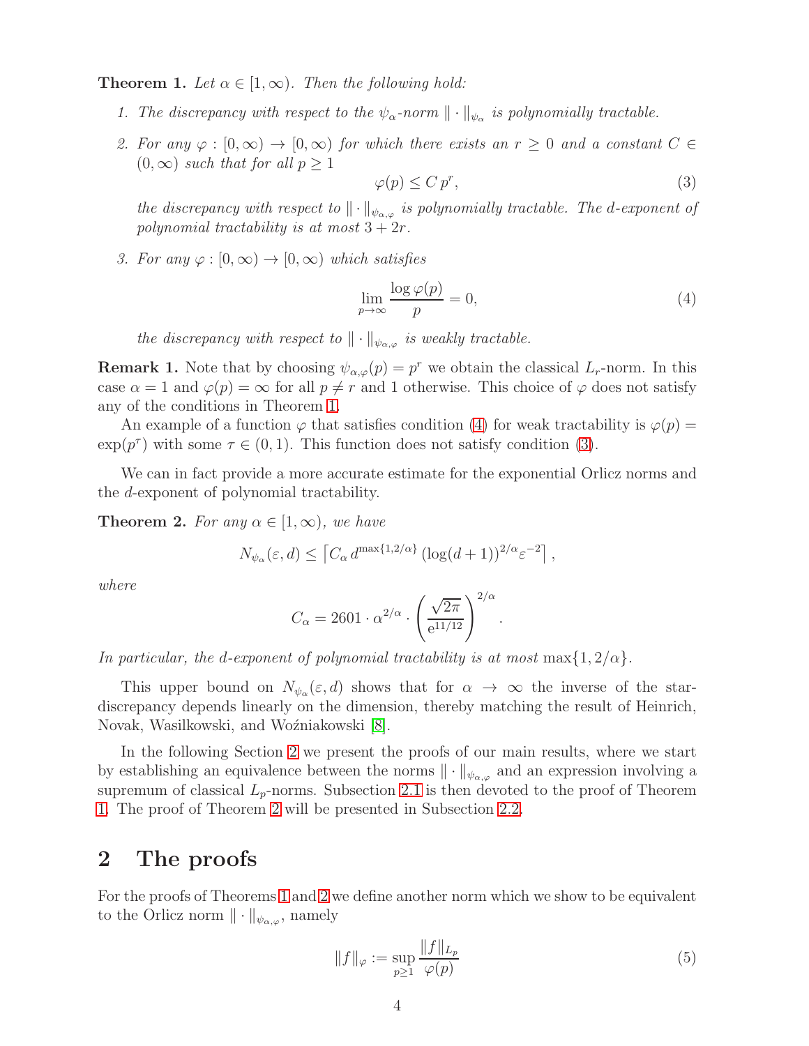**Theorem 1.** *Let $\alpha \in [1, \infty)$. Then the following hold:*

1. *The discrepancy with respect to the $\psi_\alpha$-norm $\| \cdot \|_{\psi_\alpha}$ is polynomially tractable.*
2. *For any $\varphi : [0, \infty) \to [0, \infty)$ for which there exists an $r \geq 0$ and a constant $C \in (0, \infty)$ such that for all $p \geq 1$*
$$\varphi(p) \leq C\, p^r, \tag{3}$$
*the discrepancy with respect to $\| \cdot \|_{\psi_{\alpha,\varphi}}$ is polynomially tractable. The $d$-exponent of polynomial tractability is at most $3 + 2r$.*
3. *For any $\varphi : [0, \infty) \to [0, \infty)$ which satisfies*
$$\lim_{p \to \infty} \frac{\log \varphi(p)}{p} = 0, \tag{4}$$
*the discrepancy with respect to $\| \cdot \|_{\psi_{\alpha,\varphi}}$ is weakly tractable.*

**Remark 1.** Note that by choosing $\psi_{\alpha,\varphi}(p) = p^r$ we obtain the classical $L_r$-norm. In this case $\alpha = 1$ and $\varphi(p) = \infty$ for all $p \neq r$ and 1 otherwise. This choice of $\varphi$ does not satisfy any of the conditions in Theorem 1.

An example of a function $\varphi$ that satisfies condition (4) for weak tractability is $\varphi(p) = \exp(p^\tau)$ with some $\tau \in (0, 1)$. This function does not satisfy condition (3).

We can in fact provide a more accurate estimate for the exponential Orlicz norms and the $d$-exponent of polynomial tractability.

**Theorem 2.** *For any $\alpha \in [1, \infty)$, we have*

$$N_{\psi_\alpha}(\varepsilon, d) \leq \left\lceil C_\alpha\, d^{\max\{1, 2/\alpha\}} \left(\log(d+1)\right)^{2/\alpha} \varepsilon^{-2} \right\rceil,$$

*where*

$$C_\alpha = 2601 \cdot \alpha^{2/\alpha} \cdot \left( \frac{\sqrt{2\pi}}{e^{11/12}} \right)^{2/\alpha}.$$

*In particular, the $d$-exponent of polynomial tractability is at most $\max\{1, 2/\alpha\}$.*

This upper bound on $N_{\psi_\alpha}(\varepsilon, d)$ shows that for $\alpha \to \infty$ the inverse of the star-discrepancy depends linearly on the dimension, thereby matching the result of Heinrich, Novak, Wasilkowski, and Woźniakowski [8].

In the following Section 2 we present the proofs of our main results, where we start by establishing an equivalence between the norms $\| \cdot \|_{\psi_{\alpha,\varphi}}$ and an expression involving a supremum of classical $L_p$-norms. Subsection 2.1 is then devoted to the proof of Theorem 1. The proof of Theorem 2 will be presented in Subsection 2.2.

# 2 The proofs

For the proofs of Theorems 1 and 2 we define another norm which we show to be equivalent to the Orlicz norm $\| \cdot \|_{\psi_{\alpha,\varphi}}$, namely

$$\|f\|_\varphi := \sup_{p \geq 1} \frac{\|f\|_{L_p}}{\varphi(p)} \tag{5}$$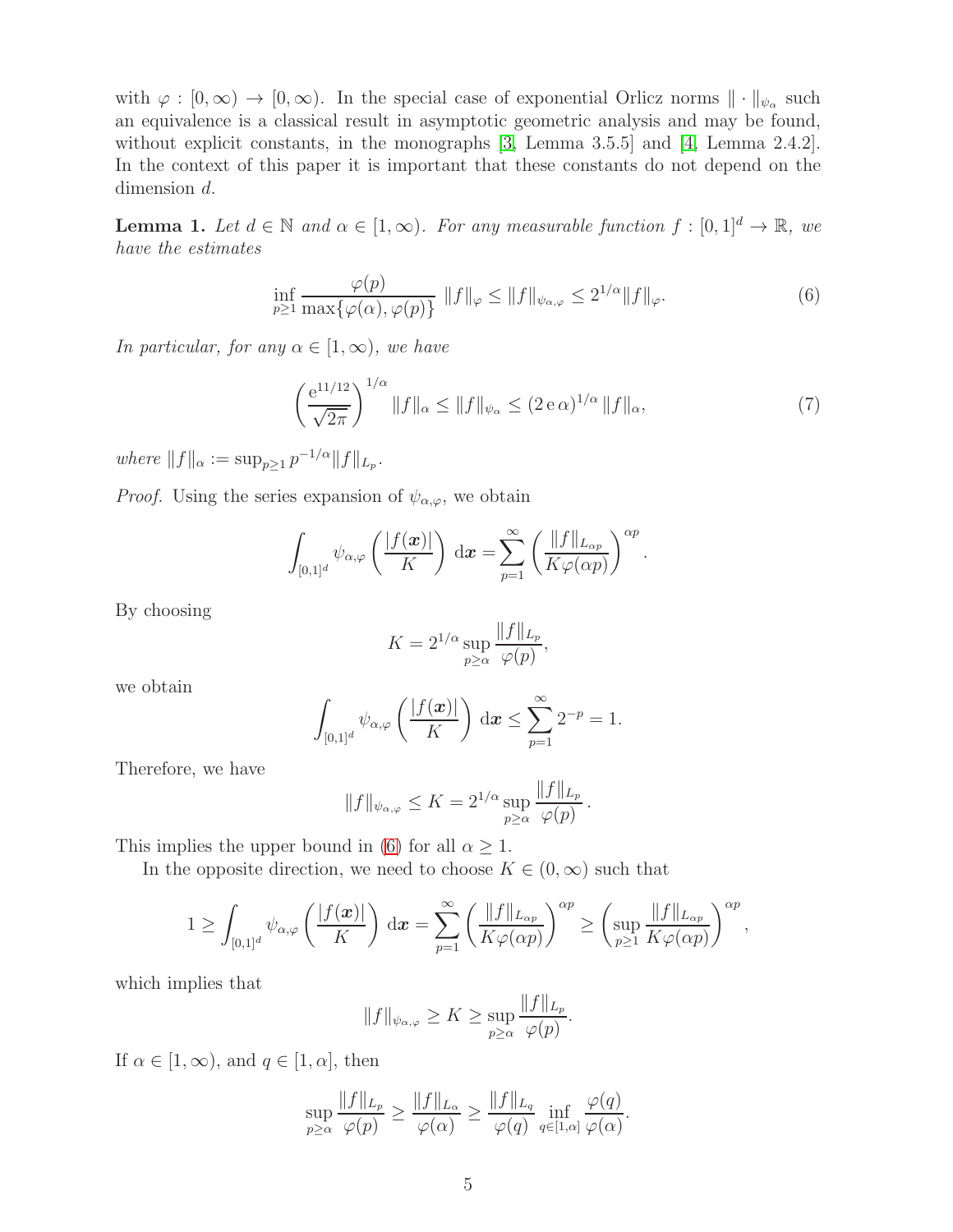with $\varphi : [0,\infty) \to [0,\infty)$. In the special case of exponential Orlicz norms $\|\cdot\|_{\psi_\alpha}$ such an equivalence is a classical result in asymptotic geometric analysis and may be found, without explicit constants, in the monographs [3, Lemma 3.5.5] and [4, Lemma 2.4.2]. In the context of this paper it is important that these constants do not depend on the dimension $d$.

**Lemma 1.** *Let $d \in \mathbb{N}$ and $\alpha \in [1,\infty)$. For any measurable function $f : [0,1]^d \to \mathbb{R}$, we have the estimates*

$$\inf_{p \geq 1} \frac{\varphi(p)}{\max\{\varphi(\alpha), \varphi(p)\}} \; \|f\|_\varphi \leq \|f\|_{\psi_{\alpha,\varphi}} \leq 2^{1/\alpha} \|f\|_\varphi. \tag{6}$$

*In particular, for any $\alpha \in [1,\infty)$, we have*

$$\left( \frac{\mathrm{e}^{11/12}}{\sqrt{2\pi}} \right)^{1/\alpha} \|f\|_\alpha \leq \|f\|_{\psi_\alpha} \leq (2\,\mathrm{e}\,\alpha)^{1/\alpha} \|f\|_\alpha, \tag{7}$$

*where $\|f\|_\alpha := \sup_{p \geq 1} p^{-1/\alpha} \|f\|_{L_p}$.*

*Proof.* Using the series expansion of $\psi_{\alpha,\varphi}$, we obtain

$$\int_{[0,1]^d} \psi_{\alpha,\varphi}\left( \frac{|f(\boldsymbol{x})|}{K} \right) \, \mathrm{d}\boldsymbol{x} = \sum_{p=1}^{\infty} \left( \frac{\|f\|_{L_{\alpha p}}}{K \varphi(\alpha p)} \right)^{\alpha p}.$$

By choosing

$$K = 2^{1/\alpha} \sup_{p \geq \alpha} \frac{\|f\|_{L_p}}{\varphi(p)},$$

we obtain

$$\int_{[0,1]^d} \psi_{\alpha,\varphi}\left( \frac{|f(\boldsymbol{x})|}{K} \right) \, \mathrm{d}\boldsymbol{x} \leq \sum_{p=1}^{\infty} 2^{-p} = 1.$$

Therefore, we have

$$\|f\|_{\psi_{\alpha,\varphi}} \leq K = 2^{1/\alpha} \sup_{p \geq \alpha} \frac{\|f\|_{L_p}}{\varphi(p)}.$$

This implies the upper bound in (6) for all $\alpha \geq 1$.

In the opposite direction, we need to choose $K \in (0,\infty)$ such that

$$1 \geq \int_{[0,1]^d} \psi_{\alpha,\varphi}\left( \frac{|f(\boldsymbol{x})|}{K} \right) \, \mathrm{d}\boldsymbol{x} = \sum_{p=1}^{\infty} \left( \frac{\|f\|_{L_{\alpha p}}}{K \varphi(\alpha p)} \right)^{\alpha p} \geq \left( \sup_{p \geq 1} \frac{\|f\|_{L_{\alpha p}}}{K \varphi(\alpha p)} \right)^{\alpha p},$$

which implies that

$$\|f\|_{\psi_{\alpha,\varphi}} \geq K \geq \sup_{p \geq \alpha} \frac{\|f\|_{L_p}}{\varphi(p)}.$$

If $\alpha \in [1,\infty)$, and $q \in [1,\alpha]$, then

$$\sup_{p \geq \alpha} \frac{\|f\|_{L_p}}{\varphi(p)} \geq \frac{\|f\|_{L_\alpha}}{\varphi(\alpha)} \geq \frac{\|f\|_{L_q}}{\varphi(q)} \inf_{q \in [1,\alpha]} \frac{\varphi(q)}{\varphi(\alpha)}.$$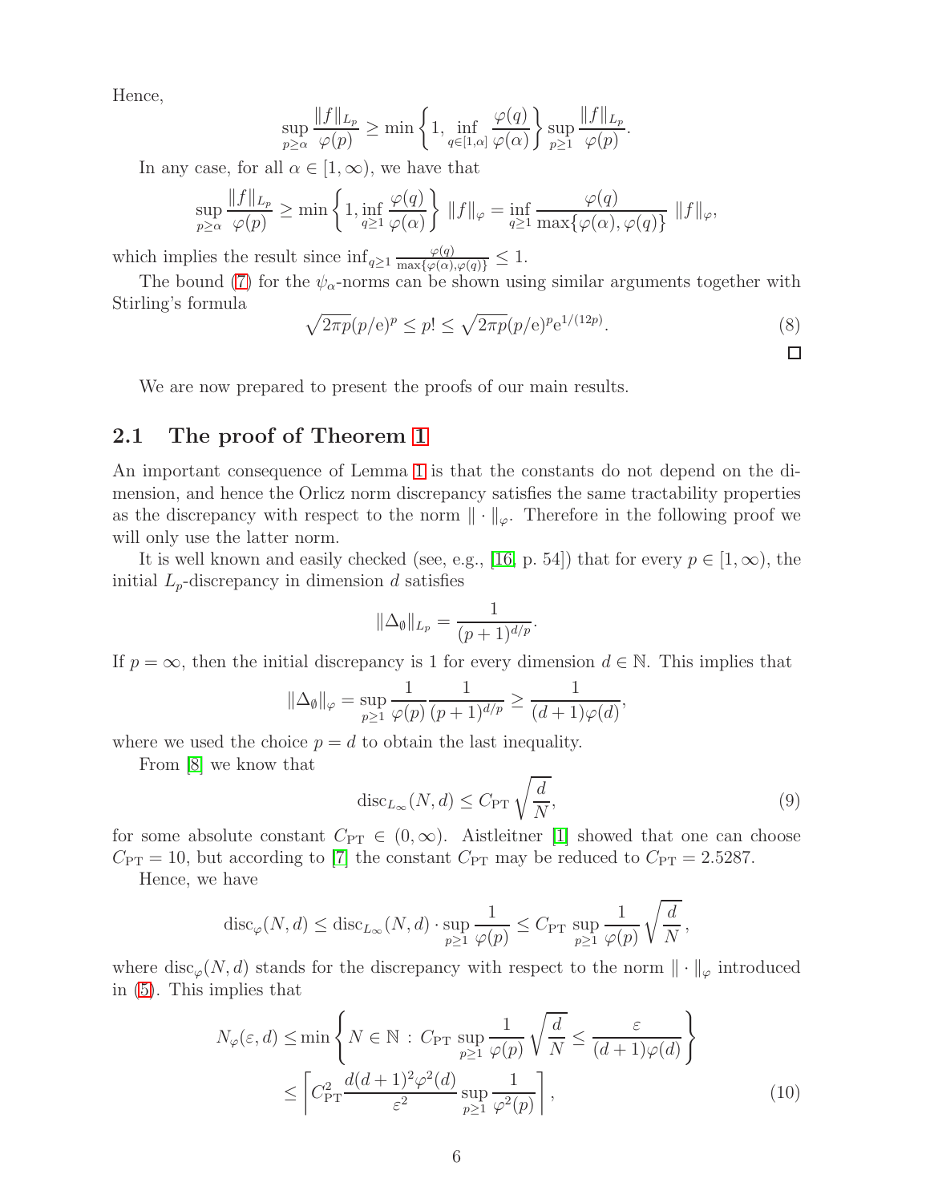Hence,

$$\sup_{p\geq\alpha}\frac{\|f\|_{L_p}}{\varphi(p)}\geq\min\left\{1,\ \inf_{q\in[1,\alpha]}\frac{\varphi(q)}{\varphi(\alpha)}\right\}\sup_{p\geq1}\frac{\|f\|_{L_p}}{\varphi(p)}.$$

In any case, for all $\alpha\in[1,\infty)$, we have that

$$\sup_{p\geq\alpha}\frac{\|f\|_{L_p}}{\varphi(p)}\geq\min\left\{1,\inf_{q\geq1}\frac{\varphi(q)}{\varphi(\alpha)}\right\}\ \|f\|_{\varphi}=\inf_{q\geq1}\frac{\varphi(q)}{\max\{\varphi(\alpha),\varphi(q)\}}\ \|f\|_{\varphi},$$

which implies the result since $\inf_{q\geq1}\frac{\varphi(q)}{\max\{\varphi(\alpha),\varphi(q)\}}\leq1$.

The bound (7) for the $\psi_\alpha$-norms can be shown using similar arguments together with Stirling's formula

$$\sqrt{2\pi p}(p/\mathrm{e})^p\leq p!\leq\sqrt{2\pi p}(p/\mathrm{e})^p\mathrm{e}^{1/(12p)}.\tag{8}$$

□

We are now prepared to present the proofs of our main results.

## 2.1 The proof of Theorem 1

An important consequence of Lemma 1 is that the constants do not depend on the dimension, and hence the Orlicz norm discrepancy satisfies the same tractability properties as the discrepancy with respect to the norm $\|\cdot\|_{\varphi}$. Therefore in the following proof we will only use the latter norm.

It is well known and easily checked (see, e.g., [16, p. 54]) that for every $p\in[1,\infty)$, the initial $L_p$-discrepancy in dimension $d$ satisfies

$$\|\Delta_{\emptyset}\|_{L_p}=\frac{1}{(p+1)^{d/p}}.$$

If $p=\infty$, then the initial discrepancy is 1 for every dimension $d\in\mathbb{N}$. This implies that

$$\|\Delta_{\emptyset}\|_{\varphi}=\sup_{p\geq1}\frac{1}{\varphi(p)}\frac{1}{(p+1)^{d/p}}\geq\frac{1}{(d+1)\varphi(d)},$$

where we used the choice $p=d$ to obtain the last inequality.

From [8] we know that

$$\mathrm{disc}_{L_\infty}(N,d)\leq C_{\mathrm{PT}}\sqrt{\frac{d}{N}},\tag{9}$$

for some absolute constant $C_{\mathrm{PT}}\in(0,\infty)$. Aistleitner [1] showed that one can choose $C_{\mathrm{PT}}=10$, but according to [7] the constant $C_{\mathrm{PT}}$ may be reduced to $C_{\mathrm{PT}}=2.5287$.

Hence, we have

$$\mathrm{disc}_{\varphi}(N,d)\leq\mathrm{disc}_{L_\infty}(N,d)\cdot\sup_{p\geq1}\frac{1}{\varphi(p)}\leq C_{\mathrm{PT}}\sup_{p\geq1}\frac{1}{\varphi(p)}\sqrt{\frac{d}{N}}\,,$$

where $\mathrm{disc}_{\varphi}(N,d)$ stands for the discrepancy with respect to the norm $\|\cdot\|_{\varphi}$ introduced in (5). This implies that

$$\begin{aligned}N_{\varphi}(\varepsilon,d)&\leq\min\left\{N\in\mathbb{N}\,:\,C_{\mathrm{PT}}\sup_{p\geq1}\frac{1}{\varphi(p)}\sqrt{\frac{d}{N}}\leq\frac{\varepsilon}{(d+1)\varphi(d)}\right\}\\&\leq\left\lceil C_{\mathrm{PT}}^2\frac{d(d+1)^2\varphi^2(d)}{\varepsilon^2}\sup_{p\geq1}\frac{1}{\varphi^2(p)}\right\rceil,\end{aligned}\tag{10}$$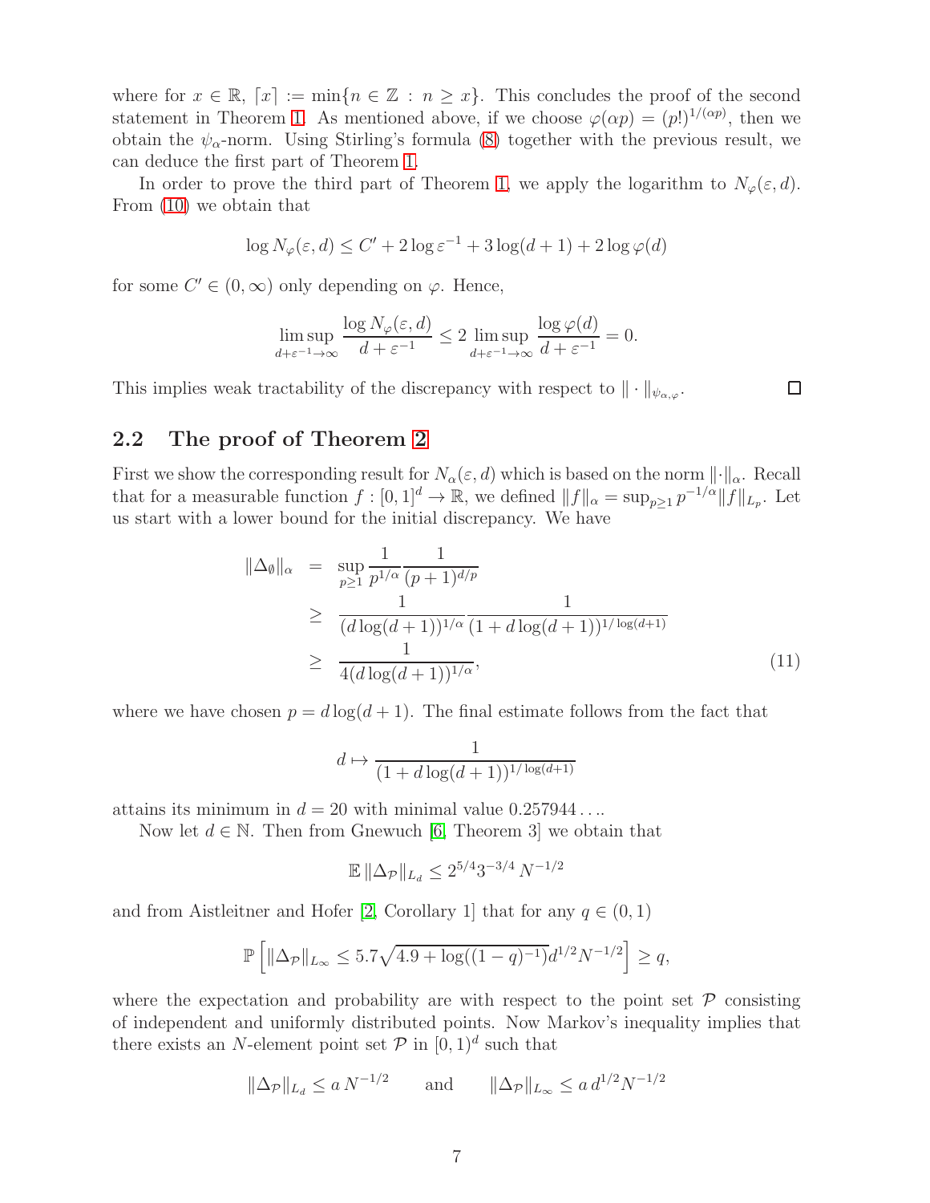where for $x \in \mathbb{R}$, $\lceil x \rceil := \min\{n \in \mathbb{Z} : n \geq x\}$. This concludes the proof of the second statement in Theorem 1. As mentioned above, if we choose $\varphi(\alpha p) = (p!)^{1/(\alpha p)}$, then we obtain the $\psi_\alpha$-norm. Using Stirling's formula (8) together with the previous result, we can deduce the first part of Theorem 1.

In order to prove the third part of Theorem 1, we apply the logarithm to $N_\varphi(\varepsilon, d)$. From (10) we obtain that

$$\log N_\varphi(\varepsilon, d) \leq C' + 2\log \varepsilon^{-1} + 3\log(d+1) + 2\log \varphi(d)$$

for some $C' \in (0, \infty)$ only depending on $\varphi$. Hence,

$$\limsup_{d+\varepsilon^{-1}\to\infty} \frac{\log N_\varphi(\varepsilon, d)}{d + \varepsilon^{-1}} \leq 2 \limsup_{d+\varepsilon^{-1}\to\infty} \frac{\log \varphi(d)}{d + \varepsilon^{-1}} = 0.$$

This implies weak tractability of the discrepancy with respect to $\|\cdot\|_{\psi_{\alpha,\varphi}}$. $\square$

## 2.2 The proof of Theorem 2

First we show the corresponding result for $N_\alpha(\varepsilon, d)$ which is based on the norm $\|\cdot\|_\alpha$. Recall that for a measurable function $f : [0,1]^d \to \mathbb{R}$, we defined $\|f\|_\alpha = \sup_{p\geq 1} p^{-1/\alpha}\|f\|_{L_p}$. Let us start with a lower bound for the initial discrepancy. We have

$$\begin{aligned}
\|\Delta_\emptyset\|_\alpha &= \sup_{p\geq 1} \frac{1}{p^{1/\alpha}} \frac{1}{(p+1)^{d/p}} \\
&\geq \frac{1}{(d\log(d+1))^{1/\alpha}} \frac{1}{(1 + d\log(d+1))^{1/\log(d+1)}} \\
&\geq \frac{1}{4(d\log(d+1))^{1/\alpha}},
\end{aligned} \tag{11}$$

where we have chosen $p = d\log(d+1)$. The final estimate follows from the fact that

$$d \mapsto \frac{1}{(1 + d\log(d+1))^{1/\log(d+1)}}$$

attains its minimum in $d = 20$ with minimal value $0.257944\ldots$.

Now let $d \in \mathbb{N}$. Then from Gnewuch [6, Theorem 3] we obtain that

$$\mathbb{E}\,\|\Delta_\mathcal{P}\|_{L_d} \leq 2^{5/4}3^{-3/4}\, N^{-1/2}$$

and from Aistleitner and Hofer [2, Corollary 1] that for any $q \in (0,1)$

$$\mathbb{P}\left[\|\Delta_\mathcal{P}\|_{L_\infty} \leq 5.7\sqrt{4.9 + \log((1-q)^{-1})}\, d^{1/2}N^{-1/2}\right] \geq q,$$

where the expectation and probability are with respect to the point set $\mathcal{P}$ consisting of independent and uniformly distributed points. Now Markov's inequality implies that there exists an $N$-element point set $\mathcal{P}$ in $[0,1)^d$ such that

$$\|\Delta_\mathcal{P}\|_{L_d} \leq a\, N^{-1/2} \qquad \text{and} \qquad \|\Delta_\mathcal{P}\|_{L_\infty} \leq a\, d^{1/2}N^{-1/2}$$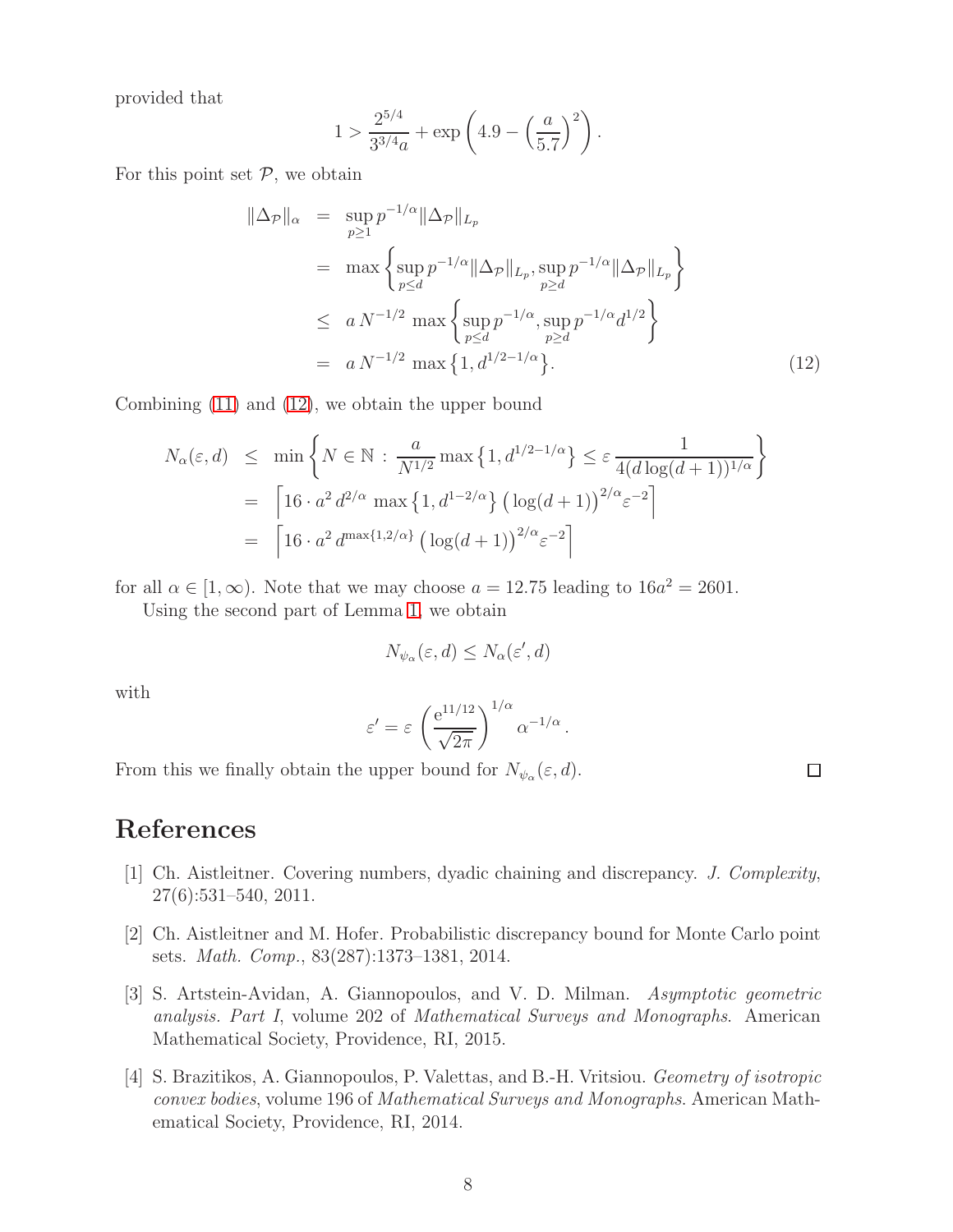provided that

$$1 > \frac{2^{5/4}}{3^{3/4}a} + \exp\left(4.9 - \left(\frac{a}{5.7}\right)^2\right).$$

For this point set $\mathcal{P}$, we obtain

$$\begin{aligned}
\|\Delta_{\mathcal{P}}\|_\alpha &= \sup_{p\geq 1} p^{-1/\alpha}\|\Delta_{\mathcal{P}}\|_{L_p} \\
&= \max\left\{\sup_{p\leq d} p^{-1/\alpha}\|\Delta_{\mathcal{P}}\|_{L_p}, \sup_{p\geq d} p^{-1/\alpha}\|\Delta_{\mathcal{P}}\|_{L_p}\right\} \\
&\leq a\, N^{-1/2}\,\max\left\{\sup_{p\leq d} p^{-1/\alpha}, \sup_{p\geq d} p^{-1/\alpha} d^{1/2}\right\} \\
&= a\, N^{-1/2}\,\max\left\{1, d^{1/2-1/\alpha}\right\}.
\end{aligned} \tag{12}$$

Combining (11) and (12), we obtain the upper bound

$$\begin{aligned}
N_\alpha(\varepsilon, d) &\leq \min\left\{N\in\mathbb{N} : \frac{a}{N^{1/2}}\max\left\{1, d^{1/2-1/\alpha}\right\} \leq \varepsilon\,\frac{1}{4(d\log(d+1))^{1/\alpha}}\right\} \\
&= \left\lceil 16\cdot a^2\, d^{2/\alpha}\,\max\left\{1, d^{1-2/\alpha}\right\}\left(\log(d+1)\right)^{2/\alpha}\varepsilon^{-2}\right\rceil \\
&= \left\lceil 16\cdot a^2\, d^{\max\{1,2/\alpha\}}\left(\log(d+1)\right)^{2/\alpha}\varepsilon^{-2}\right\rceil
\end{aligned}$$

for all $\alpha\in[1,\infty)$. Note that we may choose $a = 12.75$ leading to $16a^2 = 2601$.

Using the second part of Lemma 1, we obtain

$$N_{\psi_\alpha}(\varepsilon, d) \leq N_\alpha(\varepsilon', d)$$

with

$$\varepsilon' = \varepsilon\left(\frac{\mathrm{e}^{11/12}}{\sqrt{2\pi}}\right)^{1/\alpha}\alpha^{-1/\alpha}.$$

From this we finally obtain the upper bound for $N_{\psi_\alpha}(\varepsilon, d)$. $\square$

# References

[1] Ch. Aistleitner. Covering numbers, dyadic chaining and discrepancy. *J. Complexity*, 27(6):531–540, 2011.

[2] Ch. Aistleitner and M. Hofer. Probabilistic discrepancy bound for Monte Carlo point sets. *Math. Comp.*, 83(287):1373–1381, 2014.

[3] S. Artstein-Avidan, A. Giannopoulos, and V. D. Milman. *Asymptotic geometric analysis. Part I*, volume 202 of *Mathematical Surveys and Monographs*. American Mathematical Society, Providence, RI, 2015.

[4] S. Brazitikos, A. Giannopoulos, P. Valettas, and B.-H. Vritsiou. *Geometry of isotropic convex bodies*, volume 196 of *Mathematical Surveys and Monographs*. American Mathematical Society, Providence, RI, 2014.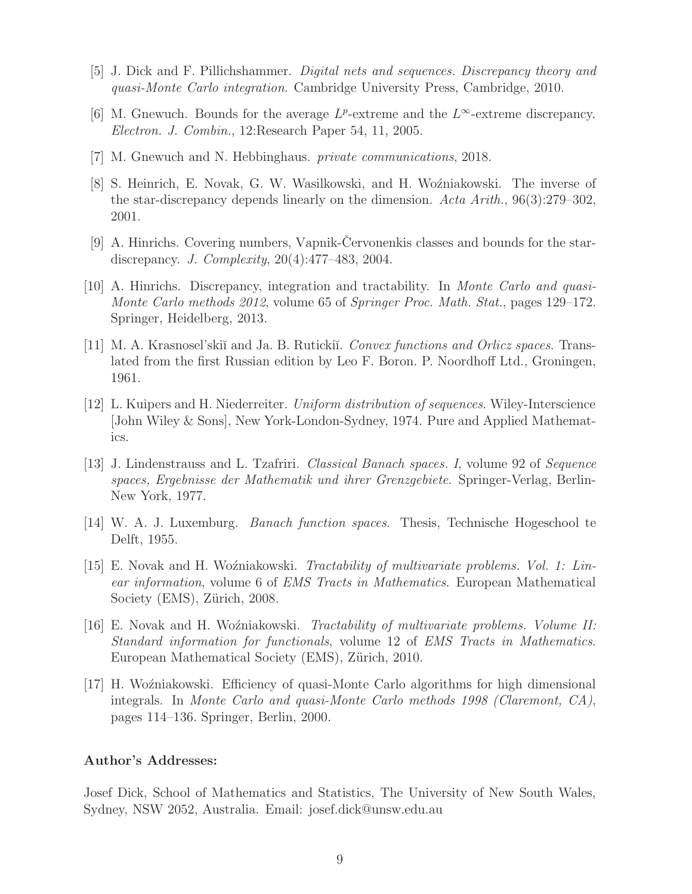[5] J. Dick and F. Pillichshammer. *Digital nets and sequences. Discrepancy theory and quasi-Monte Carlo integration*. Cambridge University Press, Cambridge, 2010.

[6] M. Gnewuch. Bounds for the average $L^p$-extreme and the $L^\infty$-extreme discrepancy. *Electron. J. Combin.*, 12:Research Paper 54, 11, 2005.

[7] M. Gnewuch and N. Hebbinghaus. *private communications*, 2018.

[8] S. Heinrich, E. Novak, G. W. Wasilkowski, and H. Woźniakowski. The inverse of the star-discrepancy depends linearly on the dimension. *Acta Arith.*, 96(3):279–302, 2001.

[9] A. Hinrichs. Covering numbers, Vapnik-Červonenkis classes and bounds for the star-discrepancy. *J. Complexity*, 20(4):477–483, 2004.

[10] A. Hinrichs. Discrepancy, integration and tractability. In *Monte Carlo and quasi-Monte Carlo methods 2012*, volume 65 of *Springer Proc. Math. Stat.*, pages 129–172. Springer, Heidelberg, 2013.

[11] M. A. Krasnosel'skiĭ and Ja. B. Rutickiĭ. *Convex functions and Orlicz spaces*. Translated from the first Russian edition by Leo F. Boron. P. Noordhoff Ltd., Groningen, 1961.

[12] L. Kuipers and H. Niederreiter. *Uniform distribution of sequences*. Wiley-Interscience [John Wiley & Sons], New York-London-Sydney, 1974. Pure and Applied Mathematics.

[13] J. Lindenstrauss and L. Tzafriri. *Classical Banach spaces. I*, volume 92 of *Sequence spaces, Ergebnisse der Mathematik und ihrer Grenzgebiete*. Springer-Verlag, Berlin-New York, 1977.

[14] W. A. J. Luxemburg. *Banach function spaces*. Thesis, Technische Hogeschool te Delft, 1955.

[15] E. Novak and H. Woźniakowski. *Tractability of multivariate problems. Vol. 1: Linear information*, volume 6 of *EMS Tracts in Mathematics*. European Mathematical Society (EMS), Zürich, 2008.

[16] E. Novak and H. Woźniakowski. *Tractability of multivariate problems. Volume II: Standard information for functionals*, volume 12 of *EMS Tracts in Mathematics*. European Mathematical Society (EMS), Zürich, 2010.

[17] H. Woźniakowski. Efficiency of quasi-Monte Carlo algorithms for high dimensional integrals. In *Monte Carlo and quasi-Monte Carlo methods 1998 (Claremont, CA)*, pages 114–136. Springer, Berlin, 2000.

**Author's Addresses:**

Josef Dick, School of Mathematics and Statistics, The University of New South Wales, Sydney, NSW 2052, Australia. Email: josef.dick@unsw.edu.au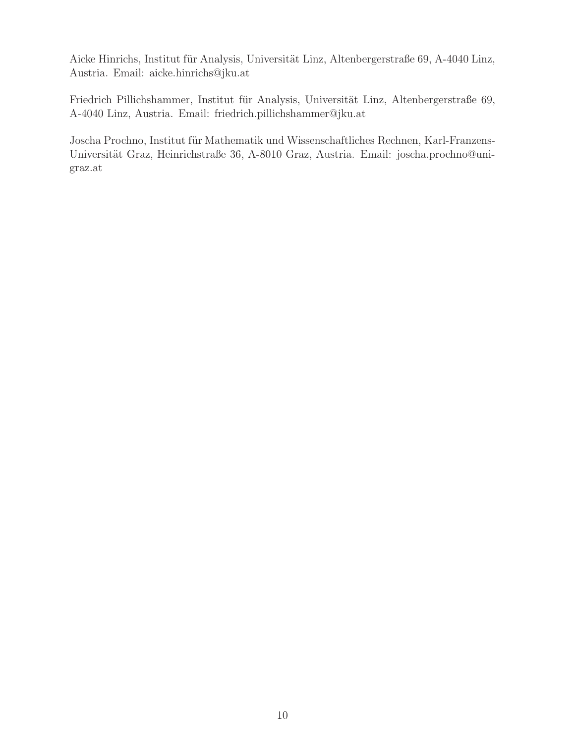Aicke Hinrichs, Institut für Analysis, Universität Linz, Altenbergerstraße 69, A-4040 Linz, Austria. Email: aicke.hinrichs@jku.at

Friedrich Pillichshammer, Institut für Analysis, Universität Linz, Altenbergerstraße 69, A-4040 Linz, Austria. Email: friedrich.pillichshammer@jku.at

Joscha Prochno, Institut für Mathematik und Wissenschaftliches Rechnen, Karl-Franzens-Universität Graz, Heinrichstraße 36, A-8010 Graz, Austria. Email: joscha.prochno@uni-graz.at